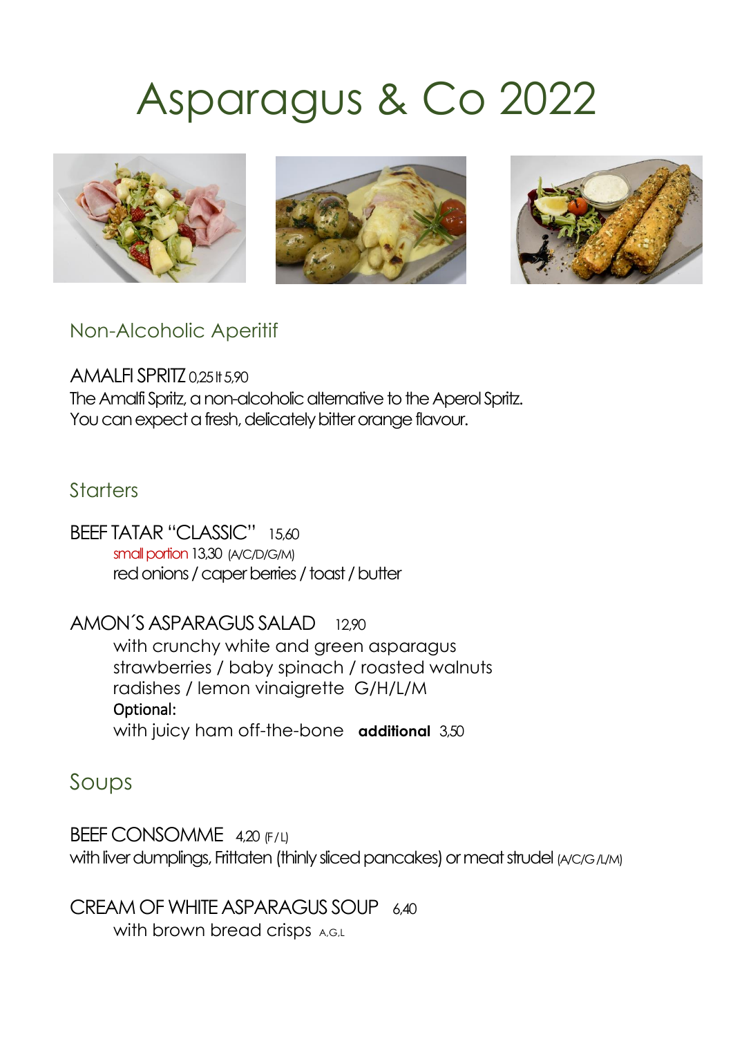# Asparagus & Co 2022

## Non-Alcoholic Aperitif

AMALFI SPRITZ 0,25 lt 5,90
The Amalfi Spritz, a non-alcoholic alternative to the Aperol Spritz.
You can expect a fresh, delicately bitter orange flavour.

## Starters

BEEF TATAR "CLASSIC" 15,60
small portion 13,30 (A/C/D/G/M)
red onions / caper berries / toast / butter

AMON´S ASPARAGUS SALAD 12,90
with crunchy white and green asparagus
strawberries / baby spinach / roasted walnuts
radishes / lemon vinaigrette G/H/L/M
Optional:
with juicy ham off-the-bone **additional** 3,50

## Soups

BEEF CONSOMME 4,20 (F / L)
with liver dumplings, Frittaten (thinly sliced pancakes) or meat strudel (A/C/G /L/M)

CREAM OF WHITE ASPARAGUS SOUP 6,40
with brown bread crisps A,G,L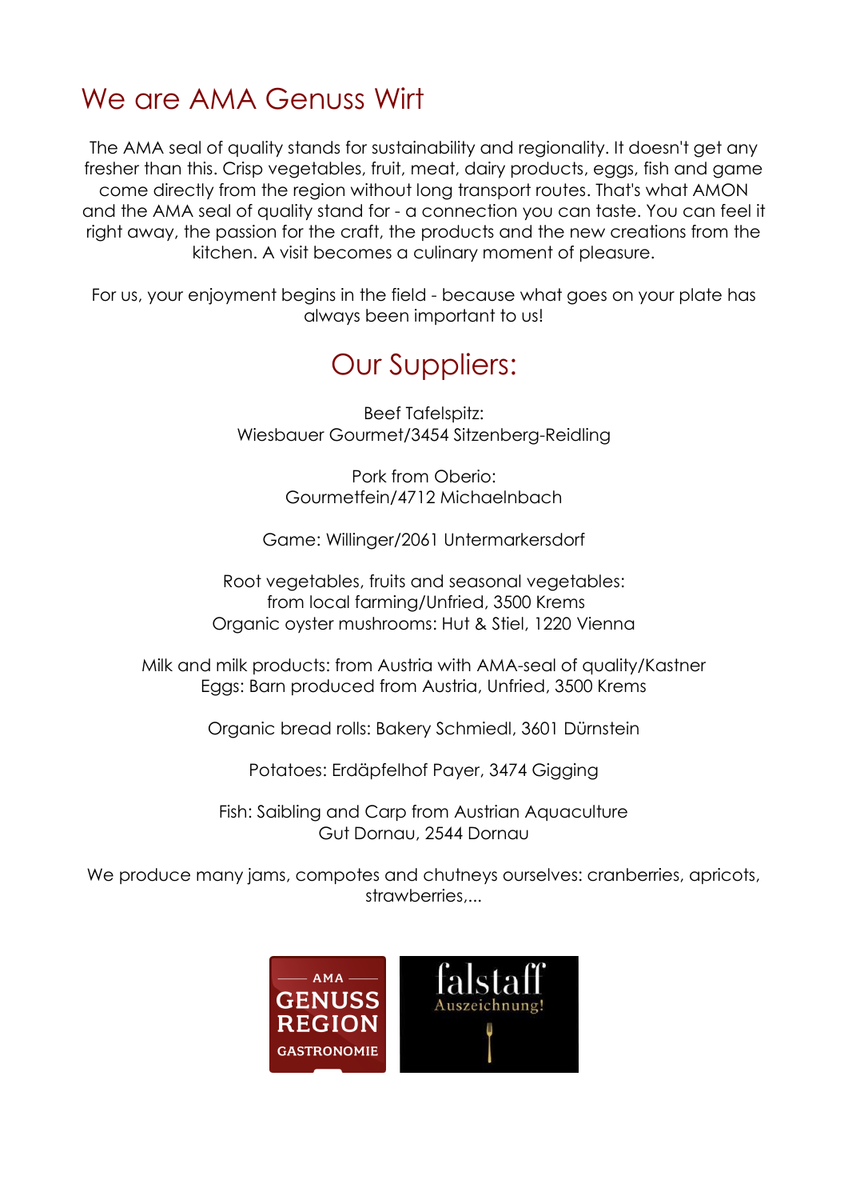# We are AMA Genuss Wirt

The AMA seal of quality stands for sustainability and regionality. It doesn't get any fresher than this. Crisp vegetables, fruit, meat, dairy products, eggs, fish and game come directly from the region without long transport routes. That's what AMON and the AMA seal of quality stand for - a connection you can taste. You can feel it right away, the passion for the craft, the products and the new creations from the kitchen. A visit becomes a culinary moment of pleasure.

For us, your enjoyment begins in the field - because what goes on your plate has always been important to us!

## Our Suppliers:

Beef Tafelspitz:
Wiesbauer Gourmet/3454 Sitzenberg-Reidling

Pork from Oberio:
Gourmetfein/4712 Michaelnbach

Game: Willinger/2061 Untermarkersdorf

Root vegetables, fruits and seasonal vegetables:
from local farming/Unfried, 3500 Krems
Organic oyster mushrooms: Hut & Stiel, 1220 Vienna

Milk and milk products: from Austria with AMA-seal of quality/Kastner
Eggs: Barn produced from Austria, Unfried, 3500 Krems

Organic bread rolls: Bakery Schmiedl, 3601 Dürnstein

Potatoes: Erdäpfelhof Payer, 3474 Gigging

Fish: Saibling and Carp from Austrian Aquaculture
Gut Dornau, 2544 Dornau

We produce many jams, compotes and chutneys ourselves: cranberries, apricots, strawberries,...

AMA GENUSS REGION GASTRONOMIE

falstaff Auszeichnung!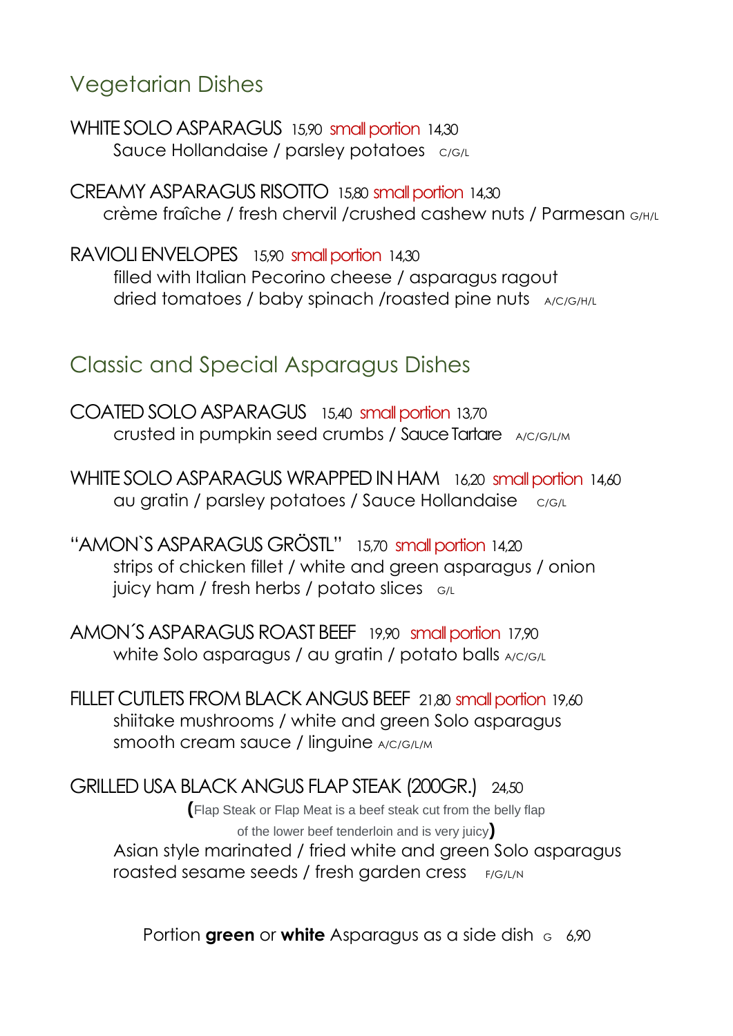## Vegetarian Dishes

WHITE SOLO ASPARAGUS 15,90 small portion 14,30
Sauce Hollandaise / parsley potatoes C/G/L

CREAMY ASPARAGUS RISOTTO 15,80 small portion 14,30
crème fraîche / fresh chervil /crushed cashew nuts / Parmesan G/H/L

RAVIOLI ENVELOPES 15,90 small portion 14,30
filled with Italian Pecorino cheese / asparagus ragout
dried tomatoes / baby spinach /roasted pine nuts A/C/G/H/L

## Classic and Special Asparagus Dishes

COATED SOLO ASPARAGUS 15,40 small portion 13,70
crusted in pumpkin seed crumbs / Sauce Tartare A/C/G/L/M

WHITE SOLO ASPARAGUS WRAPPED IN HAM 16,20 small portion 14,60
au gratin / parsley potatoes / Sauce Hollandaise C/G/L

"AMON`S ASPARAGUS GRÖSTL" 15,70 small portion 14,20
strips of chicken fillet / white and green asparagus / onion
juicy ham / fresh herbs / potato slices G/L

AMON´S ASPARAGUS ROAST BEEF 19,90 small portion 17,90
white Solo asparagus / au gratin / potato balls A/C/G/L

FILLET CUTLETS FROM BLACK ANGUS BEEF 21,80 small portion 19,60
shiitake mushrooms / white and green Solo asparagus
smooth cream sauce / linguine A/C/G/L/M

GRILLED USA BLACK ANGUS FLAP STEAK (200GR.) 24,50
(Flap Steak or Flap Meat is a beef steak cut from the belly flap of the lower beef tenderloin and is very juicy)
Asian style marinated / fried white and green Solo asparagus
roasted sesame seeds / fresh garden cress F/G/L/N

Portion **green** or **white** Asparagus as a side dish G 6,90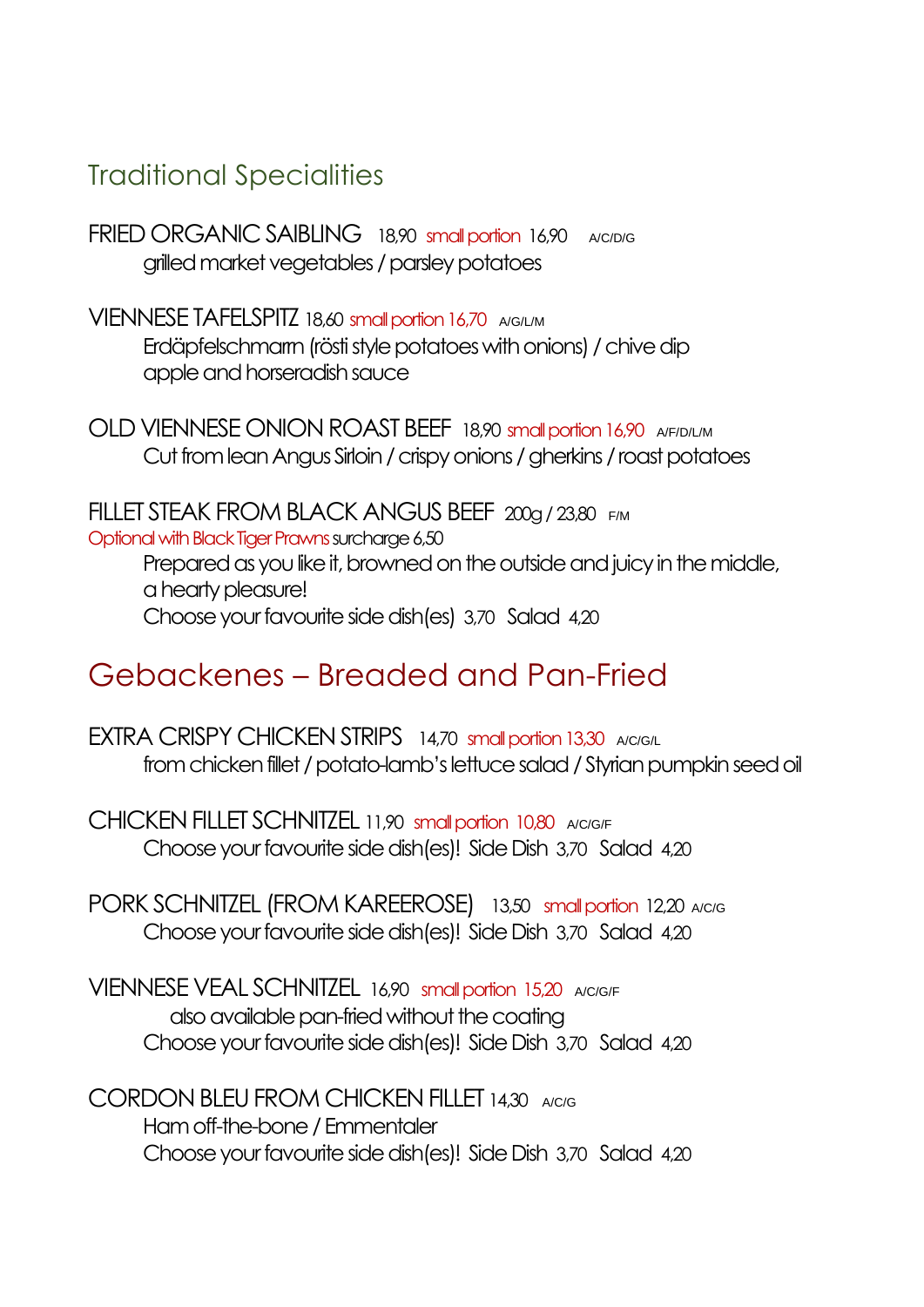## Traditional Specialities

FRIED ORGANIC SAIBLING 18,90 small portion 16,90 A/C/D/G
grilled market vegetables / parsley potatoes

VIENNESE TAFELSPITZ 18,60 small portion 16,70 A/G/L/M
Erdäpfelschmarrn (rösti style potatoes with onions) / chive dip
apple and horseradish sauce

OLD VIENNESE ONION ROAST BEEF 18,90 small portion 16,90 A/F/D/L/M
Cut from lean Angus Sirloin / crispy onions / gherkins / roast potatoes

FILLET STEAK FROM BLACK ANGUS BEEF 200g / 23,80 F/M
Optional with Black Tiger Prawns surcharge 6,50
Prepared as you like it, browned on the outside and juicy in the middle,
a hearty pleasure!
Choose your favourite side dish(es) 3,70 Salad 4,20

## Gebackenes – Breaded and Pan-Fried

EXTRA CRISPY CHICKEN STRIPS 14,70 small portion 13,30 A/C/G/L
from chicken fillet / potato-lamb's lettuce salad / Styrian pumpkin seed oil

CHICKEN FILLET SCHNITZEL 11,90 small portion 10,80 A/C/G/F
Choose your favourite side dish(es)! Side Dish 3,70 Salad 4,20

PORK SCHNITZEL (FROM KAREEROSE) 13,50 small portion 12,20 A/C/G
Choose your favourite side dish(es)! Side Dish 3,70 Salad 4,20

VIENNESE VEAL SCHNITZEL 16,90 small portion 15,20 A/C/G/F
also available pan-fried without the coating
Choose your favourite side dish(es)! Side Dish 3,70 Salad 4,20

CORDON BLEU FROM CHICKEN FILLET 14,30 A/C/G
Ham off-the-bone / Emmentaler
Choose your favourite side dish(es)! Side Dish 3,70 Salad 4,20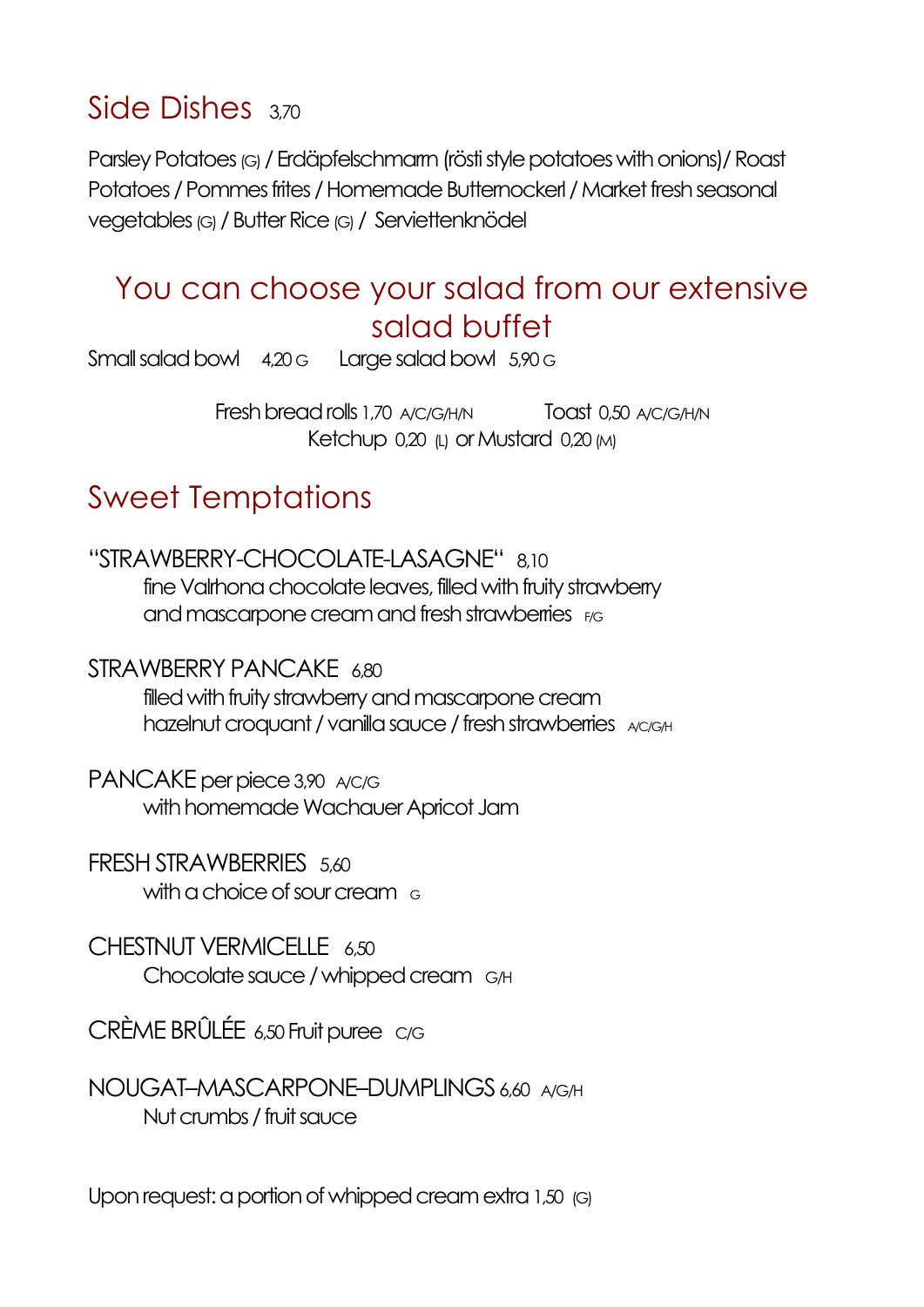## Side Dishes 3,70

Parsley Potatoes (G) / Erdäpfelschmarrn (rösti style potatoes with onions)/ Roast Potatoes / Pommes frites / Homemade Butternockerl / Market fresh seasonal vegetables (G) / Butter Rice (G) / Serviettenknödel

## You can choose your salad from our extensive salad buffet

Small salad bowl 4,20 G    Large salad bowl 5,90 G

Fresh bread rolls 1,70 A/C/G/H/N    Toast 0,50 A/C/G/H/N

Ketchup 0,20 (L) or Mustard 0,20 (M)

## Sweet Temptations

"STRAWBERRY-CHOCOLATE-LASAGNE" 8,10
fine Valrhona chocolate leaves, filled with fruity strawberry and mascarpone cream and fresh strawberries F/G

STRAWBERRY PANCAKE 6,80
filled with fruity strawberry and mascarpone cream
hazelnut croquant / vanilla sauce / fresh strawberries A/C/G/H

PANCAKE per piece 3,90 A/C/G
with homemade Wachauer Apricot Jam

FRESH STRAWBERRIES 5,60
with a choice of sour cream G

CHESTNUT VERMICELLE 6,50
Chocolate sauce / whipped cream G/H

CRÈME BRÛLÉE 6,50 Fruit puree C/G

NOUGAT–MASCARPONE–DUMPLINGS 6,60 A/G/H
Nut crumbs / fruit sauce

Upon request: a portion of whipped cream extra 1,50 (G)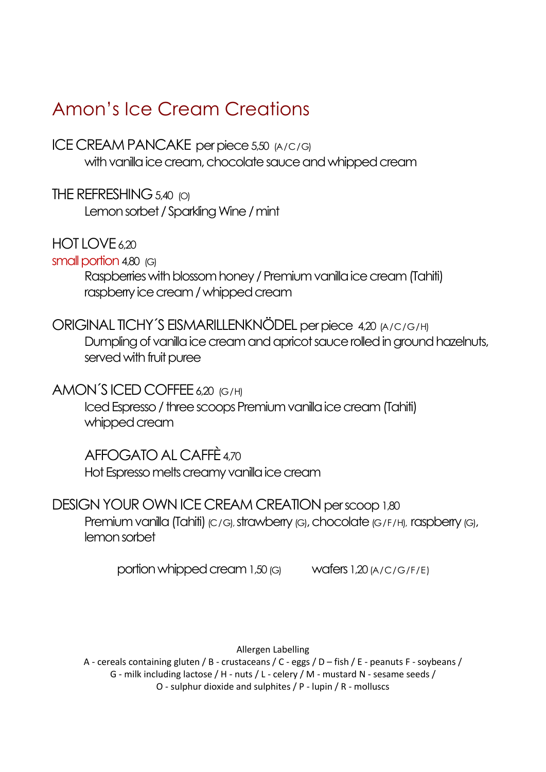# Amon's Ice Cream Creations

ICE CREAM PANCAKE per piece 5,50 (A / C / G)

with vanilla ice cream, chocolate sauce and whipped cream

THE REFRESHING 5,40 (O)

Lemon sorbet / Sparkling Wine / mint

HOT LOVE 6,20

small portion 4,80 (G)

Raspberries with blossom honey / Premium vanilla ice cream (Tahiti) raspberry ice cream / whipped cream

ORIGINAL TICHY´S EISMARILLENKNÖDEL per piece 4,20 (A / C / G / H)

Dumpling of vanilla ice cream and apricot sauce rolled in ground hazelnuts, served with fruit puree

AMON´S ICED COFFEE 6,20 (G / H)

Iced Espresso / three scoops Premium vanilla ice cream (Tahiti) whipped cream

AFFOGATO AL CAFFÈ 4,70

Hot Espresso melts creamy vanilla ice cream

DESIGN YOUR OWN ICE CREAM CREATION per scoop 1,80

Premium vanilla (Tahiti) (C / G), strawberry (G), chocolate (G / F / H), raspberry (G), lemon sorbet

portion whipped cream 1,50 (G)    wafers 1,20 (A / C / G / F / E)

Allergen Labelling

A - cereals containing gluten / B - crustaceans / C - eggs / D – fish / E - peanuts F - soybeans / G - milk including lactose / H - nuts / L - celery / M - mustard N - sesame seeds / O - sulphur dioxide and sulphites / P - lupin / R - molluscs